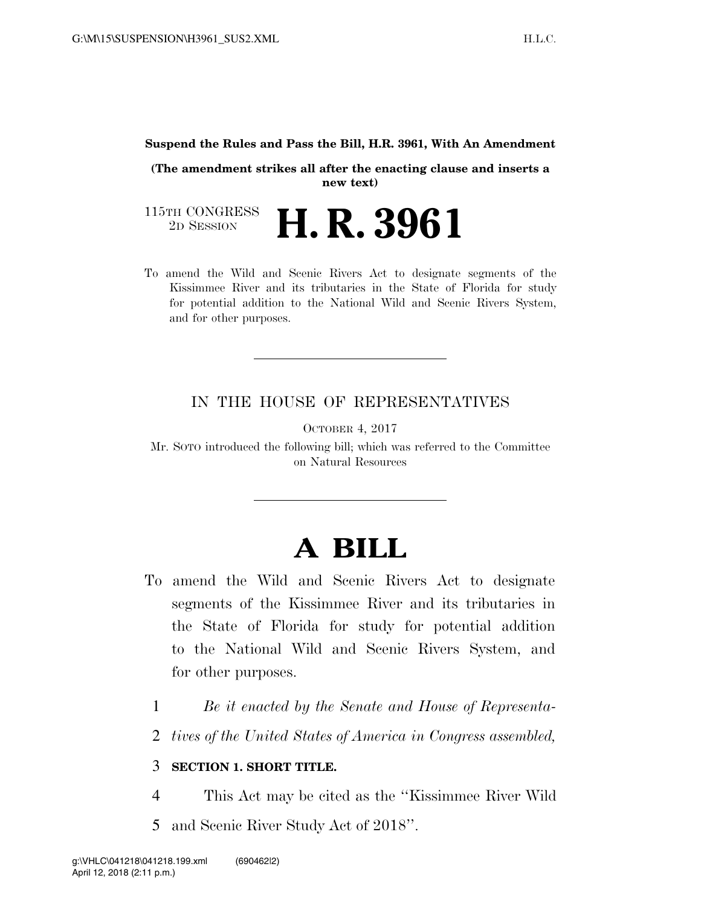**Suspend the Rules and Pass the Bill, H.R. 3961, With An Amendment**

**(The amendment strikes all after the enacting clause and inserts a new text)**

115TH CONGRESS
2D SESSION

# H. R. 3961

To amend the Wild and Scenic Rivers Act to designate segments of the Kissimmee River and its tributaries in the State of Florida for study for potential addition to the National Wild and Scenic Rivers System, and for other purposes.

---

IN THE HOUSE OF REPRESENTATIVES

OCTOBER 4, 2017

Mr. SOTO introduced the following bill; which was referred to the Committee on Natural Resources

---

# A BILL

To amend the Wild and Scenic Rivers Act to designate segments of the Kissimmee River and its tributaries in the State of Florida for study for potential addition to the National Wild and Scenic Rivers System, and for other purposes.

1 *Be it enacted by the Senate and House of Representa-*
2 *tives of the United States of America in Congress assembled,*

3 **SECTION 1. SHORT TITLE.**

4 This Act may be cited as the ''Kissimmee River Wild
5 and Scenic River Study Act of 2018''.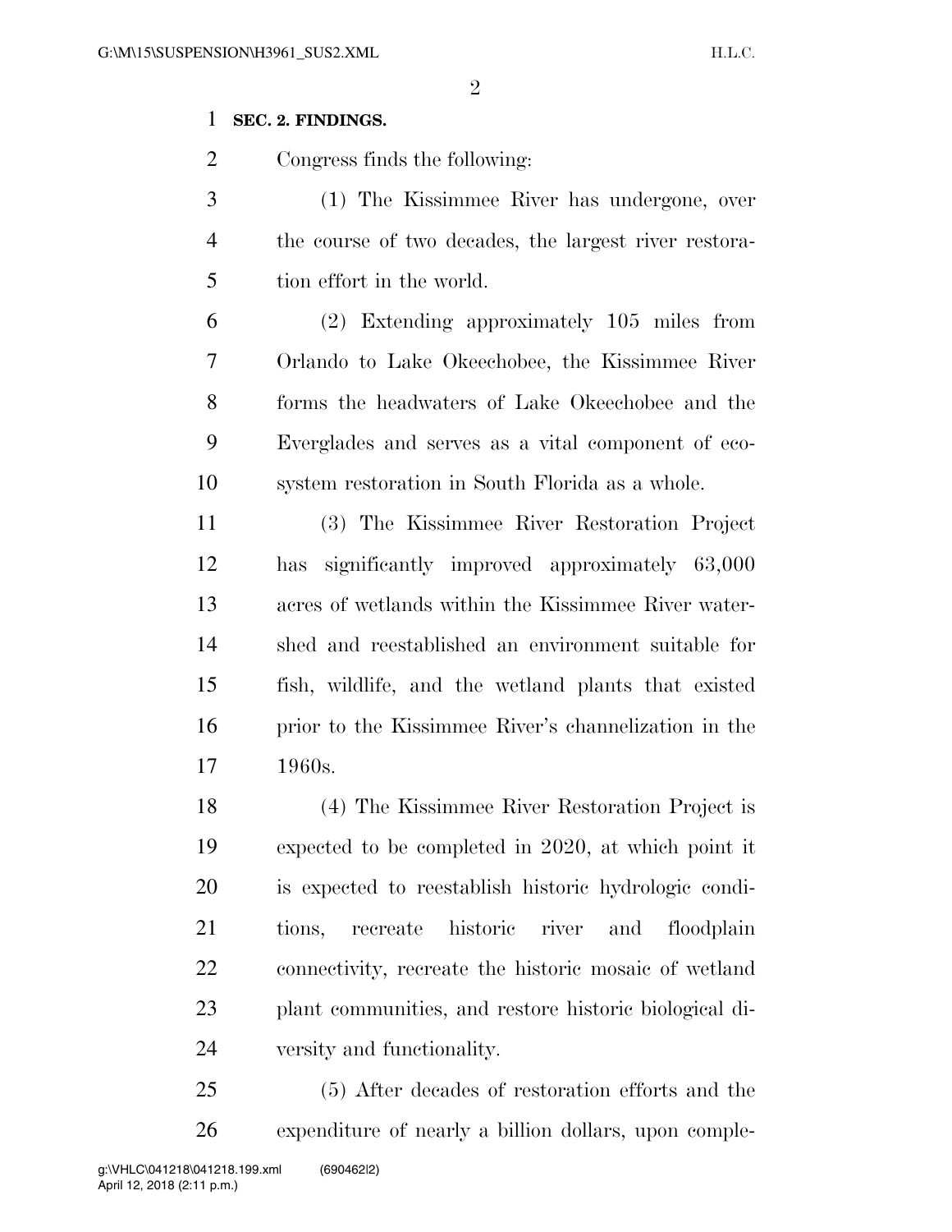**SEC. 2. FINDINGS.**

Congress finds the following:

(1) The Kissimmee River has undergone, over the course of two decades, the largest river restoration effort in the world.

(2) Extending approximately 105 miles from Orlando to Lake Okeechobee, the Kissimmee River forms the headwaters of Lake Okeechobee and the Everglades and serves as a vital component of ecosystem restoration in South Florida as a whole.

(3) The Kissimmee River Restoration Project has significantly improved approximately 63,000 acres of wetlands within the Kissimmee River watershed and reestablished an environment suitable for fish, wildlife, and the wetland plants that existed prior to the Kissimmee River's channelization in the 1960s.

(4) The Kissimmee River Restoration Project is expected to be completed in 2020, at which point it is expected to reestablish historic hydrologic conditions, recreate historic river and floodplain connectivity, recreate the historic mosaic of wetland plant communities, and restore historic biological diversity and functionality.

(5) After decades of restoration efforts and the expenditure of nearly a billion dollars, upon comple-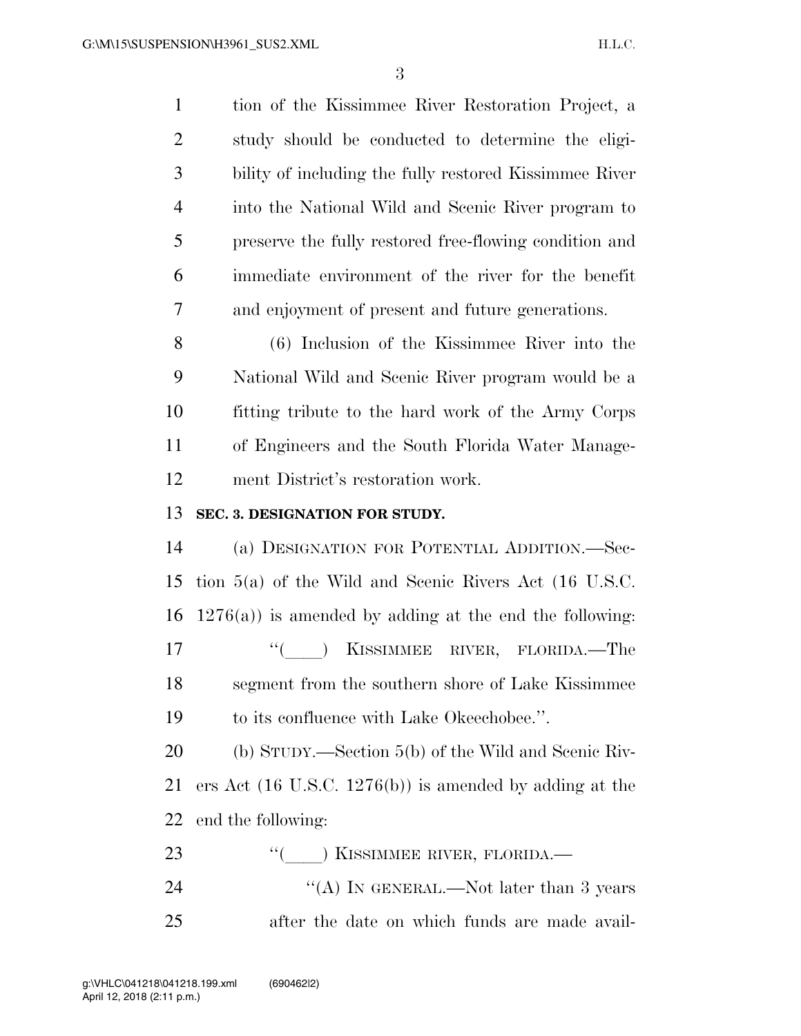tion of the Kissimmee River Restoration Project, a study should be conducted to determine the eligibility of including the fully restored Kissimmee River into the National Wild and Scenic River program to preserve the fully restored free-flowing condition and immediate environment of the river for the benefit and enjoyment of present and future generations.

(6) Inclusion of the Kissimmee River into the National Wild and Scenic River program would be a fitting tribute to the hard work of the Army Corps of Engineers and the South Florida Water Management District's restoration work.

**SEC. 3. DESIGNATION FOR STUDY.**

(a) DESIGNATION FOR POTENTIAL ADDITION.—Section 5(a) of the Wild and Scenic Rivers Act (16 U.S.C. 1276(a)) is amended by adding at the end the following:

"(\_\_\_\_) KISSIMMEE RIVER, FLORIDA.—The segment from the southern shore of Lake Kissimmee to its confluence with Lake Okeechobee.".

(b) STUDY.—Section 5(b) of the Wild and Scenic Rivers Act (16 U.S.C. 1276(b)) is amended by adding at the end the following:

"(\_\_\_\_) KISSIMMEE RIVER, FLORIDA.—

"(A) IN GENERAL.—Not later than 3 years after the date on which funds are made avail-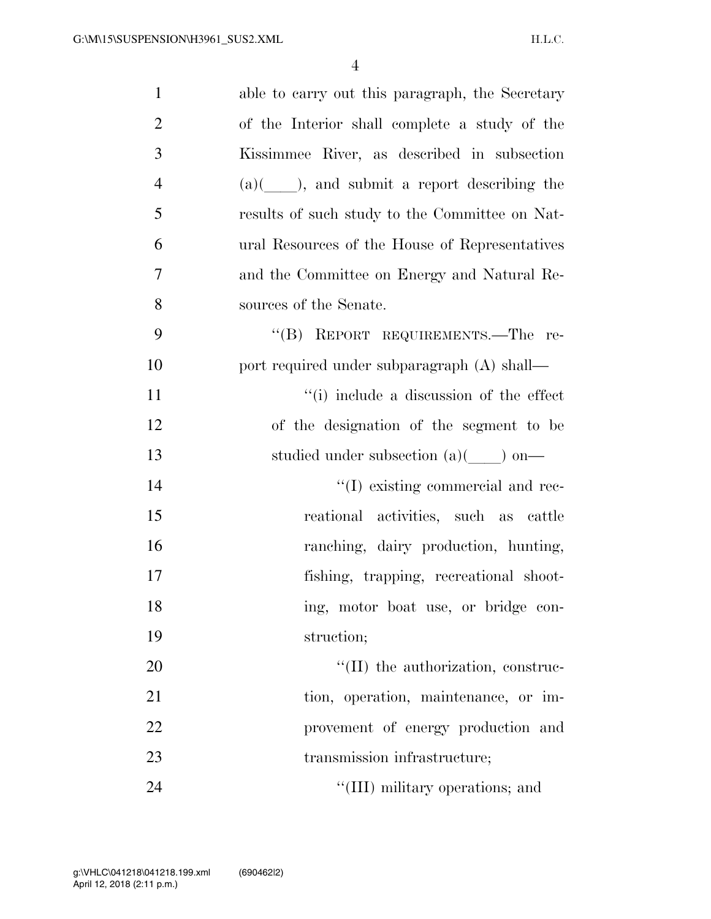able to carry out this paragraph, the Secretary of the Interior shall complete a study of the Kissimmee River, as described in subsection (a)(____), and submit a report describing the results of such study to the Committee on Natural Resources of the House of Representatives and the Committee on Energy and Natural Resources of the Senate.

"(B) REPORT REQUIREMENTS.—The report required under subparagraph (A) shall—

"(i) include a discussion of the effect of the designation of the segment to be studied under subsection (a)(____) on—

"(I) existing commercial and recreational activities, such as cattle ranching, dairy production, hunting, fishing, trapping, recreational shooting, motor boat use, or bridge construction;

"(II) the authorization, construction, operation, maintenance, or improvement of energy production and transmission infrastructure;

"(III) military operations; and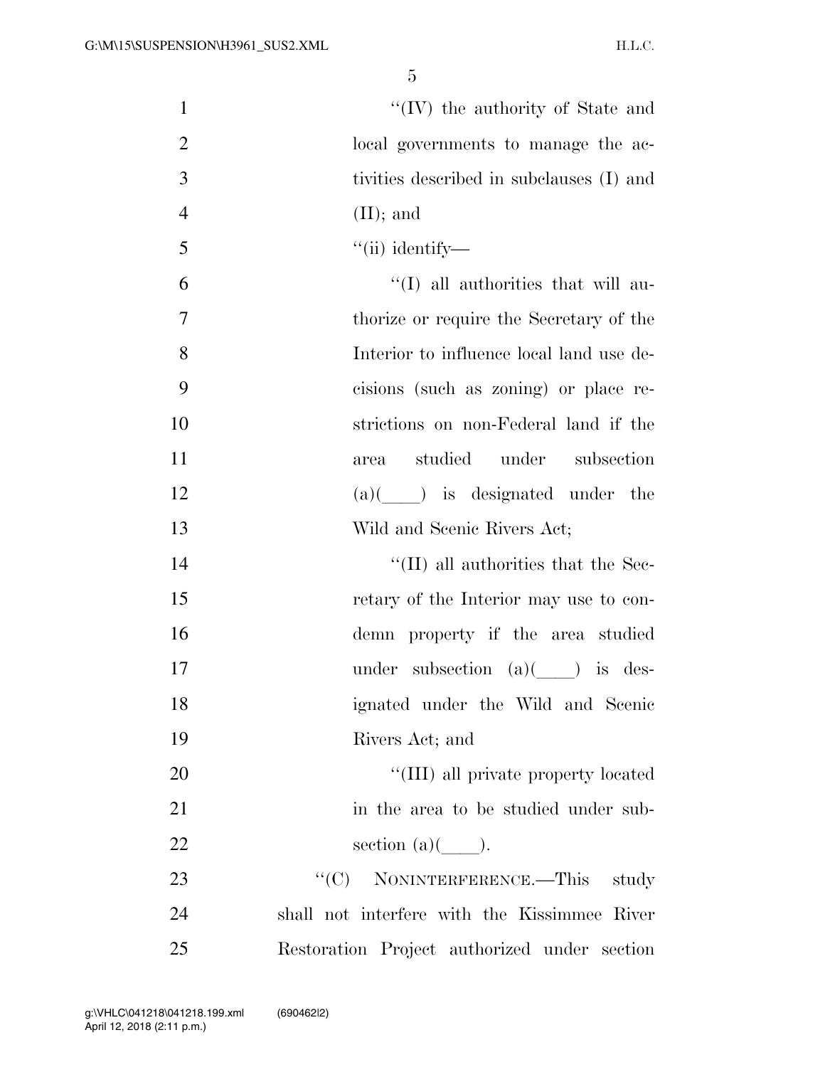"(IV) the authority of State and local governments to manage the activities described in subclauses (I) and (II); and

"(ii) identify—

"(I) all authorities that will authorize or require the Secretary of the Interior to influence local land use decisions (such as zoning) or place restrictions on non-Federal land if the area studied under subsection (a)(____) is designated under the Wild and Scenic Rivers Act;

"(II) all authorities that the Secretary of the Interior may use to condemn property if the area studied under subsection (a)(____) is designated under the Wild and Scenic Rivers Act; and

"(III) all private property located in the area to be studied under subsection (a)(____).

"(C) NONINTERFERENCE.—This study shall not interfere with the Kissimmee River Restoration Project authorized under section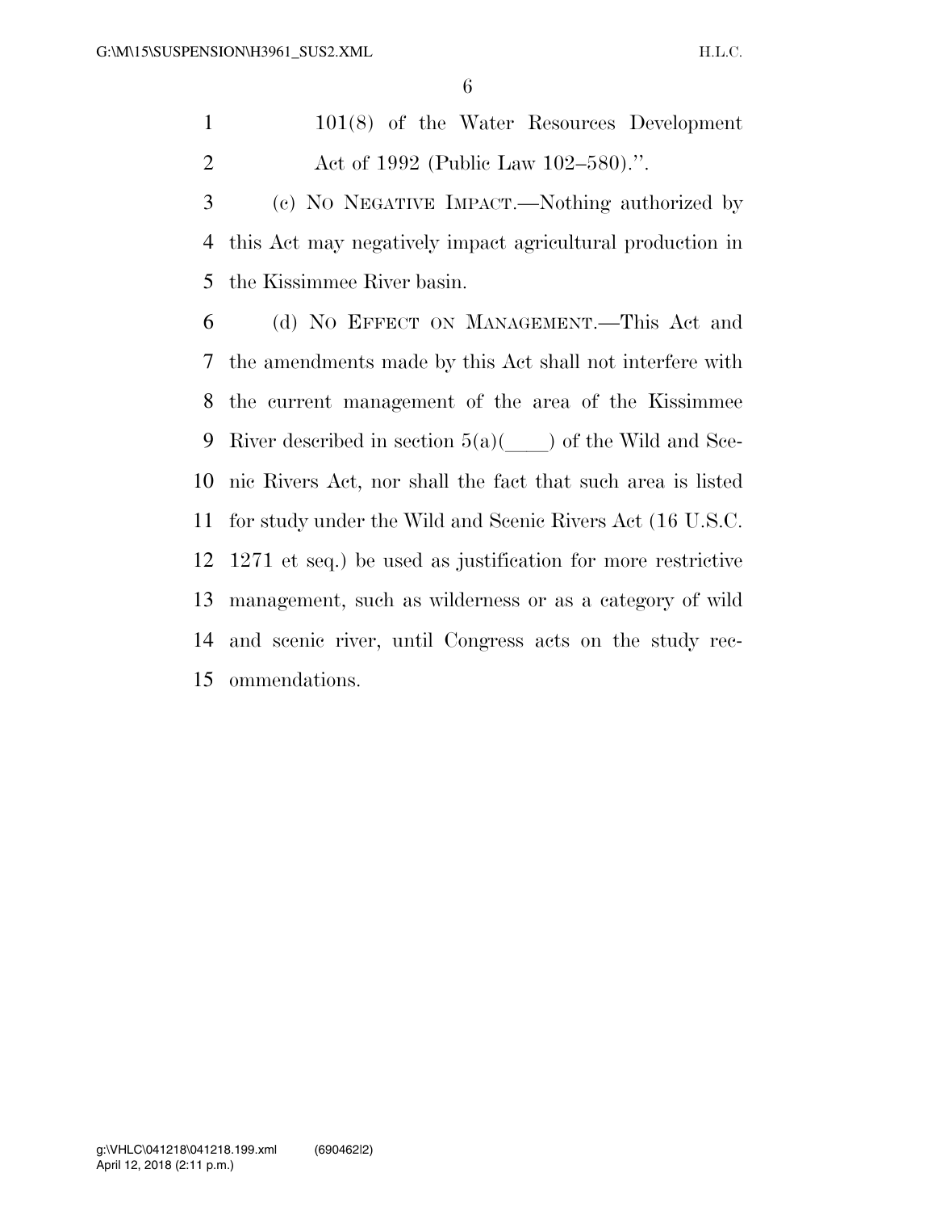101(8) of the Water Resources Development Act of 1992 (Public Law 102–580).''.

(c) NO NEGATIVE IMPACT.—Nothing authorized by this Act may negatively impact agricultural production in the Kissimmee River basin.

(d) NO EFFECT ON MANAGEMENT.—This Act and the amendments made by this Act shall not interfere with the current management of the area of the Kissimmee River described in section 5(a)(____) of the Wild and Scenic Rivers Act, nor shall the fact that such area is listed for study under the Wild and Scenic Rivers Act (16 U.S.C. 1271 et seq.) be used as justification for more restrictive management, such as wilderness or as a category of wild and scenic river, until Congress acts on the study recommendations.